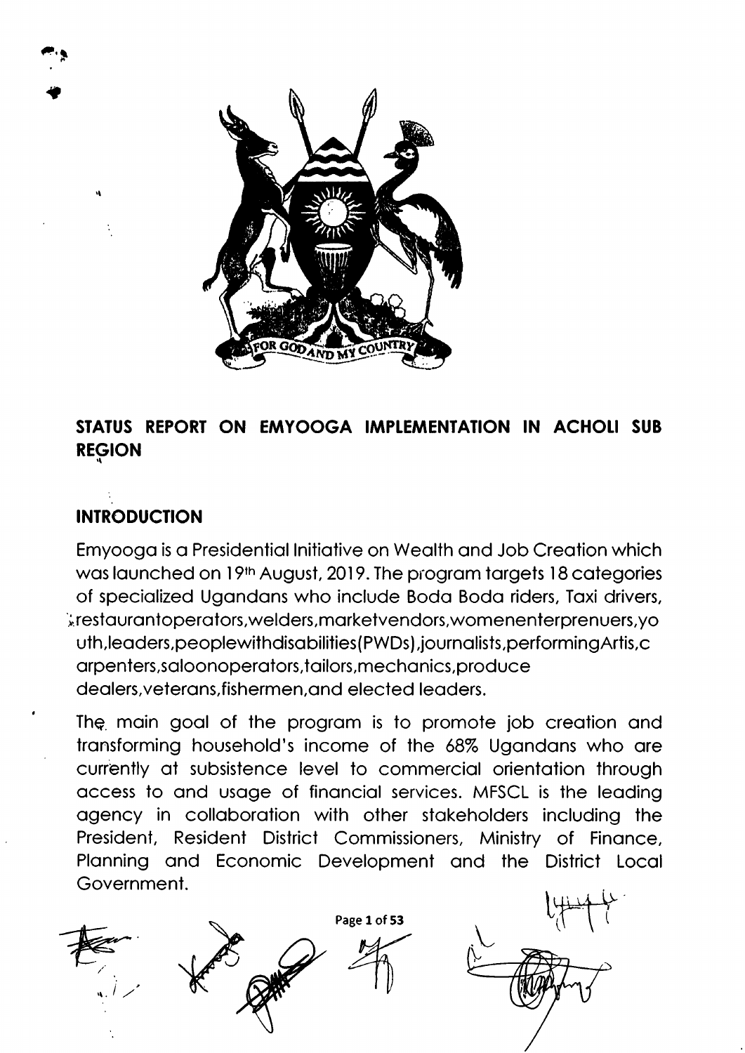# STATUS REPORT ON EMYOOGA IMPLEMENTATION IN ACHOLI SUB REGION

## INTRODUCTION

Emyooga is a Presidential Initiative on Wealth and Job Creation which was launched on 19th August, 2019. The program targets 18 categories of specialized Ugandans who include Boda Boda riders, Taxi drivers, restaurantoperators,welders,marketvendors,womenenterprenuers,youth,leaders,peoplewithdisabilities(PWDs),journalists,performingArtis,carpenters,saloonoperators,tailors,mechanics,produce dealers,veterans,fishermen,and elected leaders.

The main goal of the program is to promote job creation and transforming household's income of the 68% Ugandans who are currently at subsistence level to commercial orientation through access to and usage of financial services. MFSCL is the leading agency in collaboration with other stakeholders including the President, Resident District Commissioners, Ministry of Finance, Planning and Economic Development and the District Local Government.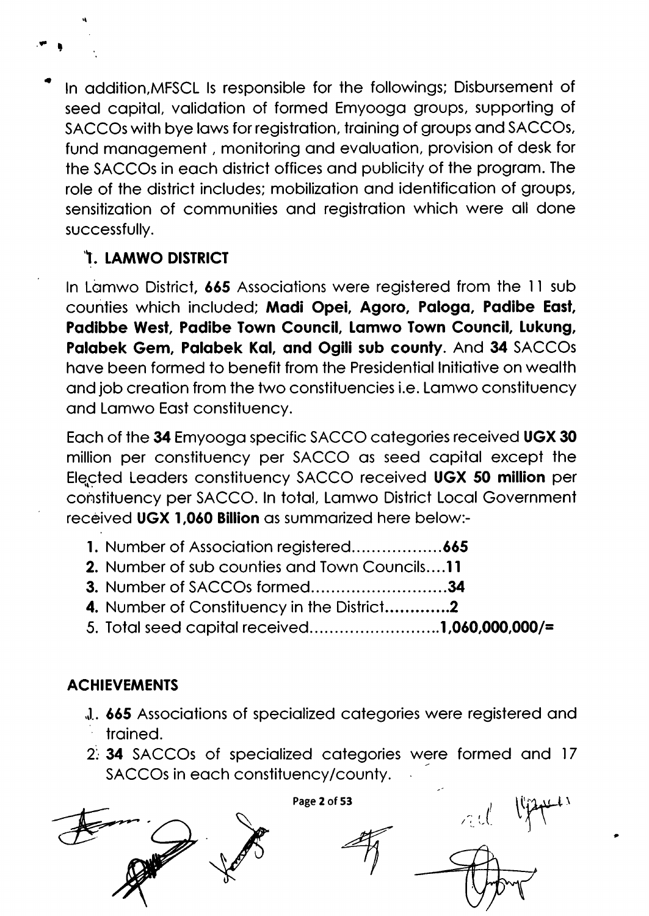In addition,MFSCL Is responsible for the followings; Disbursement of seed capital, validation of formed Emyooga groups, supporting of SACCOs with bye laws for registration, training of groups and SACCOs, fund management , monitoring and evaluation, provision of desk for the SACCOs in each district offices and publicity of the program. The role of the district includes; mobilization and identification of groups, sensitization of communities and registration which were all done successfully.

### 1. LAMWO DISTRICT

In Lamwo District, **665** Associations were registered from the 11 sub counties which included; **Madi Opei, Agoro, Paloga, Padibe East, Padibbe West, Padibe Town Council, Lamwo Town Council, Lukung, Palabek Gem, Palabek Kal, and Ogili sub county**. And **34** SACCOs have been formed to benefit from the Presidential Initiative on wealth and job creation from the two constituencies i.e. Lamwo constituency and Lamwo East constituency.

Each of the **34** Emyooga specific SACCO categories received **UGX 30** million per constituency per SACCO as seed capital except the Elected Leaders constituency SACCO received **UGX 50 million** per constituency per SACCO. In total, Lamwo District Local Government received **UGX 1,060 Billion** as summarized here below:-

1. Number of Association registered..................**665**
2. Number of sub counties and Town Councils....**11**
3. Number of SACCOs formed...........................**34**
4. Number of Constituency in the District............**2**
5. Total seed capital received..........................**1,060,000,000/=**

#### ACHIEVEMENTS

1. **665** Associations of specialized categories were registered and trained.
2. **34** SACCOs of specialized categories were formed and 17 SACCOs in each constituency/county.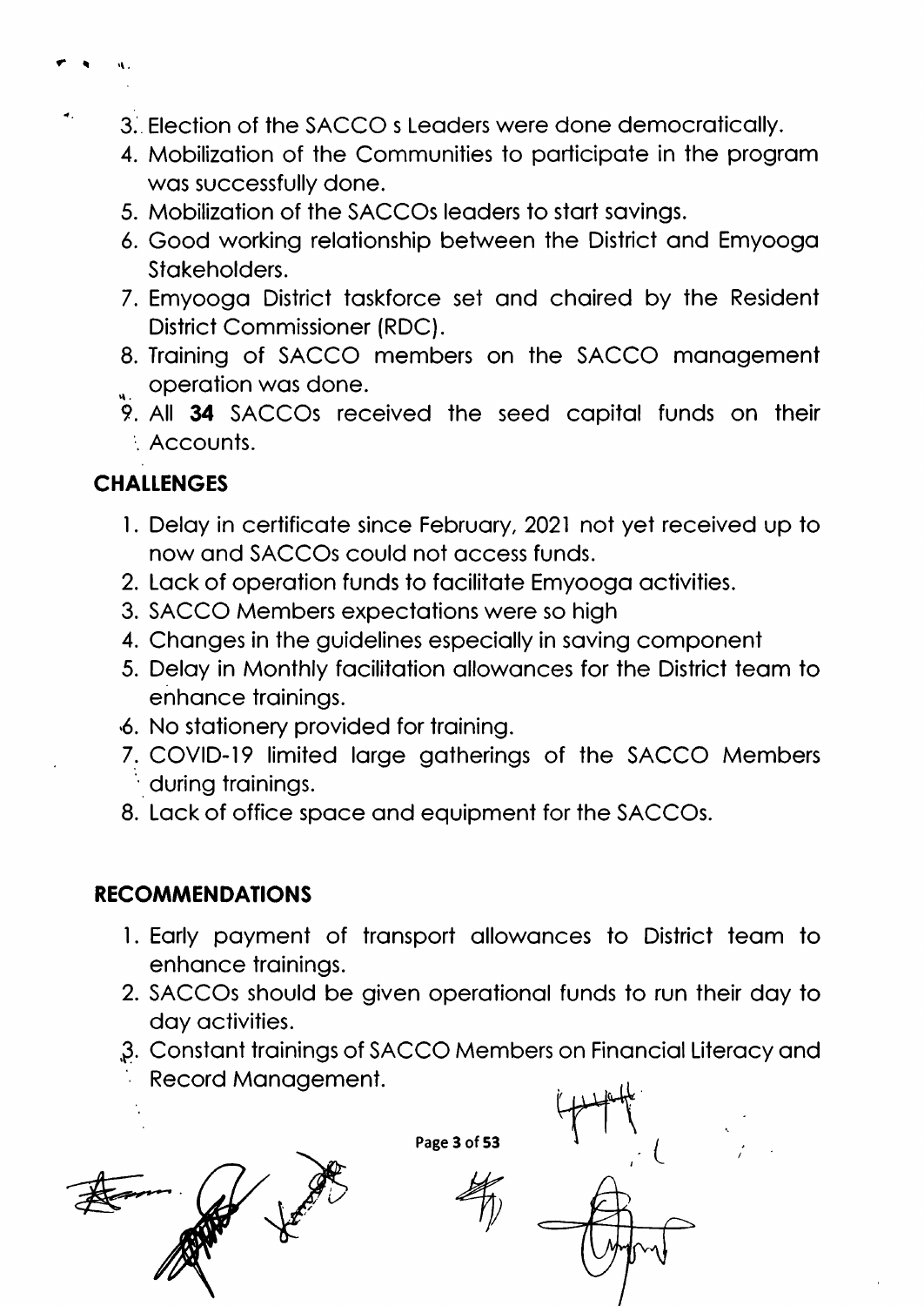3. Election of the SACCO s Leaders were done democratically.
4. Mobilization of the Communities to participate in the program was successfully done.
5. Mobilization of the SACCOs leaders to start savings.
6. Good working relationship between the District and Emyooga Stakeholders.
7. Emyooga District taskforce set and chaired by the Resident District Commissioner (RDC).
8. Training of SACCO members on the SACCO management operation was done.
9. All **34** SACCOs received the seed capital funds on their Accounts.

## CHALLENGES

1. Delay in certificate since February, 2021 not yet received up to now and SACCOs could not access funds.
2. Lack of operation funds to facilitate Emyooga activities.
3. SACCO Members expectations were so high
4. Changes in the guidelines especially in saving component
5. Delay in Monthly facilitation allowances for the District team to enhance trainings.
6. No stationery provided for training.
7. COVID-19 limited large gatherings of the SACCO Members during trainings.
8. Lack of office space and equipment for the SACCOs.

## RECOMMENDATIONS

1. Early payment of transport allowances to District team to enhance trainings.
2. SACCOs should be given operational funds to run their day to day activities.
3. Constant trainings of SACCO Members on Financial Literacy and Record Management.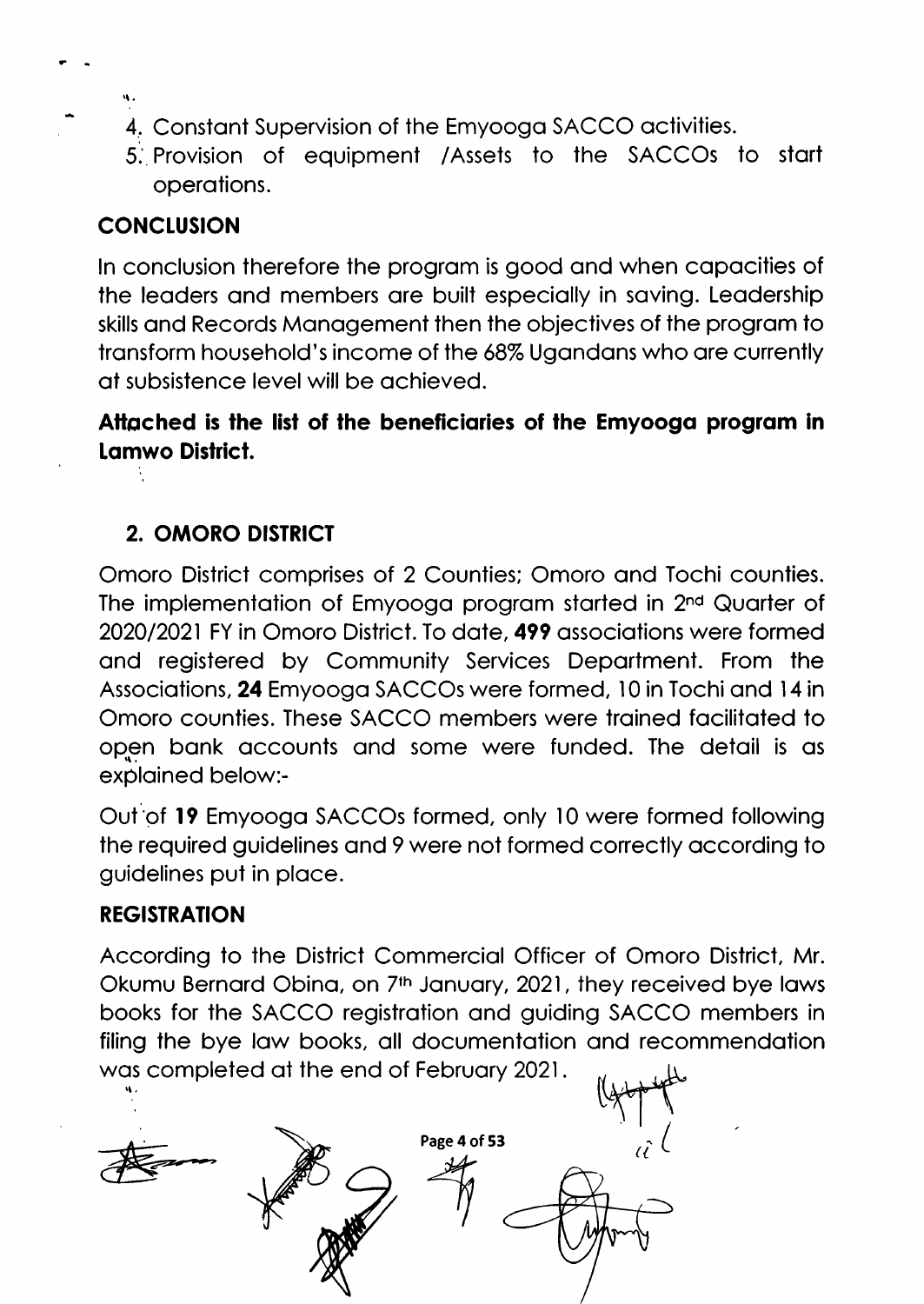4. Constant Supervision of the Emyooga SACCO activities.
5. Provision of equipment /Assets to the SACCOs to start operations.

## CONCLUSION

In conclusion therefore the program is good and when capacities of the leaders and members are built especially in saving. Leadership skills and Records Management then the objectives of the program to transform household's income of the 68% Ugandans who are currently at subsistence level will be achieved.

**Attached is the list of the beneficiaries of the Emyooga program in Lamwo District.**

## 2. OMORO DISTRICT

Omoro District comprises of 2 Counties; Omoro and Tochi counties. The implementation of Emyooga program started in 2nd Quarter of 2020/2021 FY in Omoro District. To date, **499** associations were formed and registered by Community Services Department. From the Associations, **24** Emyooga SACCOs were formed, 10 in Tochi and 14 in Omoro counties. These SACCO members were trained facilitated to open bank accounts and some were funded. The detail is as explained below:-

Out of **19** Emyooga SACCOs formed, only 10 were formed following the required guidelines and 9 were not formed correctly according to guidelines put in place.

## REGISTRATION

According to the District Commercial Officer of Omoro District, Mr. Okumu Bernard Obina, on 7th January, 2021, they received bye laws books for the SACCO registration and guiding SACCO members in filing the bye law books, all documentation and recommendation was completed at the end of February 2021.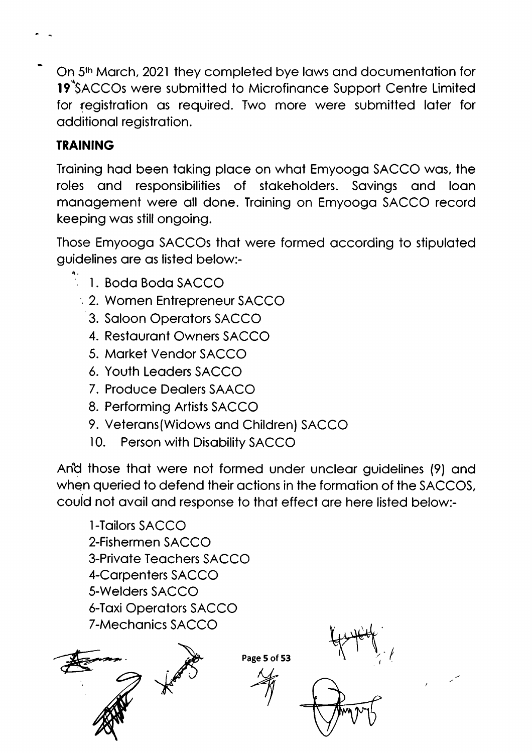On 5th March, 2021 they completed bye laws and documentation for **19** SACCOs were submitted to Microfinance Support Centre Limited for registration as required. Two more were submitted later for additional registration.

**TRAINING**

Training had been taking place on what Emyooga SACCO was, the roles and responsibilities of stakeholders. Savings and loan management were all done. Training on Emyooga SACCO record keeping was still ongoing.

Those Emyooga SACCOs that were formed according to stipulated guidelines are as listed below:-

1. Boda Boda SACCO
2. Women Entrepreneur SACCO
3. Saloon Operators SACCO
4. Restaurant Owners SACCO
5. Market Vendor SACCO
6. Youth Leaders SACCO
7. Produce Dealers SAACO
8. Performing Artists SACCO
9. Veterans(Widows and Children) SACCO
10. Person with Disability SACCO

And those that were not formed under unclear guidelines (9) and when queried to defend their actions in the formation of the SACCOS, could not avail and response to that effect are here listed below:-

1-Tailors SACCO
2-Fishermen SACCO
3-Private Teachers SACCO
4-Carpenters SACCO
5-Welders SACCO
6-Taxi Operators SACCO
7-Mechanics SACCO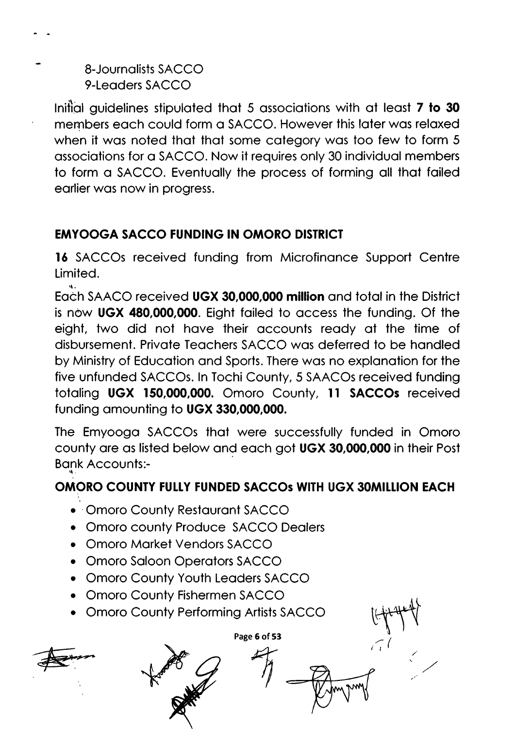8-Journalists SACCO
9-Leaders SACCO

Initial guidelines stipulated that 5 associations with at least **7 to 30** members each could form a SACCO. However this later was relaxed when it was noted that that some category was too few to form 5 associations for a SACCO. Now it requires only 30 individual members to form a SACCO. Eventually the process of forming all that failed earlier was now in progress.

## EMYOOGA SACCO FUNDING IN OMORO DISTRICT

**16** SACCOs received funding from Microfinance Support Centre Limited.

Each SAACO received **UGX 30,000,000 million** and total in the District is now **UGX 480,000,000.** Eight failed to access the funding. Of the eight, two did not have their accounts ready at the time of disbursement. Private Teachers SACCO was deferred to be handled by Ministry of Education and Sports. There was no explanation for the five unfunded SACCOs. In Tochi County, 5 SAACOs received funding totaling **UGX 150,000,000.** Omoro County, **11 SACCOs** received funding amounting to **UGX 330,000,000.**

The Emyooga SACCOs that were successfully funded in Omoro county are as listed below and each got **UGX 30,000,000** in their Post Bank Accounts:-

## OMORO COUNTY FULLY FUNDED SACCOs WITH UGX 30MILLION EACH

- Omoro County Restaurant SACCO
- Omoro county Produce SACCO Dealers
- Omoro Market Vendors SACCO
- Omoro Saloon Operators SACCO
- Omoro County Youth Leaders SACCO
- Omoro County Fishermen SACCO
- Omoro County Performing Artists SACCO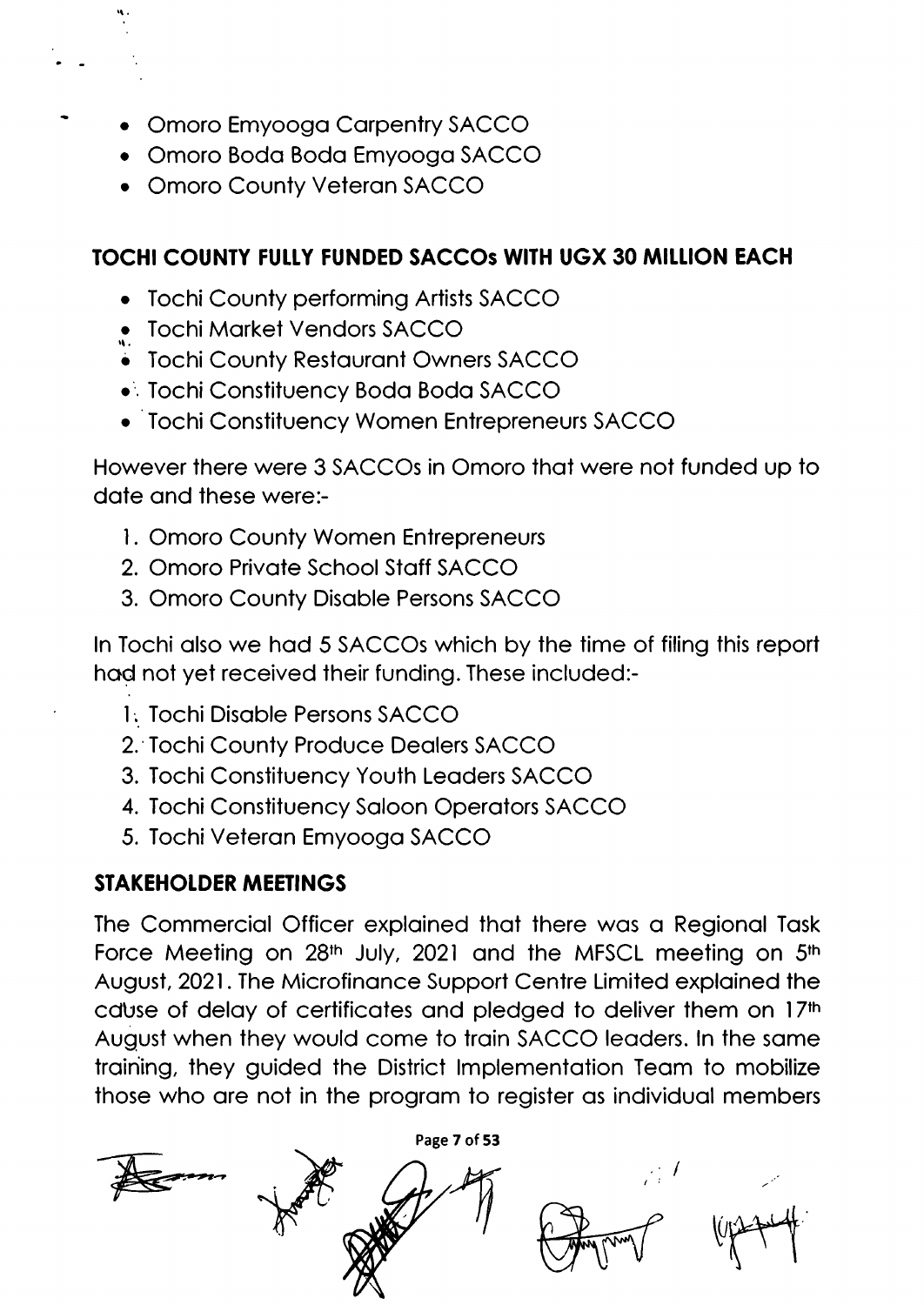- Omoro Emyooga Carpentry SACCO
- Omoro Boda Boda Emyooga SACCO
- Omoro County Veteran SACCO

### TOCHI COUNTY FULLY FUNDED SACCOs WITH UGX 30 MILLION EACH

- Tochi County performing Artists SACCO
- Tochi Market Vendors SACCO
- Tochi County Restaurant Owners SACCO
- Tochi Constituency Boda Boda SACCO
- Tochi Constituency Women Entrepreneurs SACCO

However there were 3 SACCOs in Omoro that were not funded up to date and these were:-

1. Omoro County Women Entrepreneurs
2. Omoro Private School Staff SACCO
3. Omoro County Disable Persons SACCO

In Tochi also we had 5 SACCOs which by the time of filing this report had not yet received their funding. These included:-

1. Tochi Disable Persons SACCO
2. Tochi County Produce Dealers SACCO
3. Tochi Constituency Youth Leaders SACCO
4. Tochi Constituency Saloon Operators SACCO
5. Tochi Veteran Emyooga SACCO

### STAKEHOLDER MEETINGS

The Commercial Officer explained that there was a Regional Task Force Meeting on 28th July, 2021 and the MFSCL meeting on 5th August, 2021. The Microfinance Support Centre Limited explained the cause of delay of certificates and pledged to deliver them on 17th August when they would come to train SACCO leaders. In the same training, they guided the District Implementation Team to mobilize those who are not in the program to register as individual members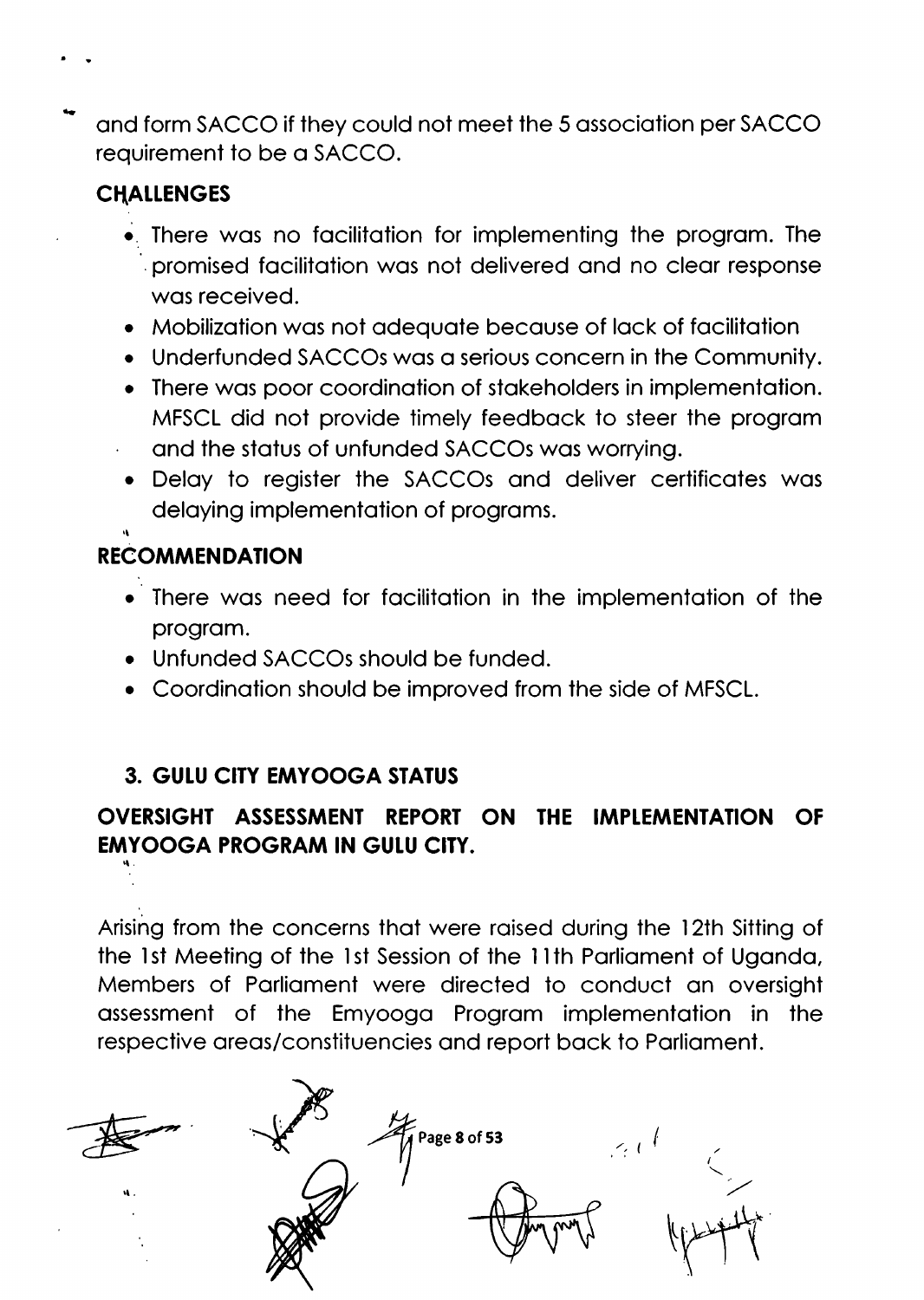and form SACCO if they could not meet the 5 association per SACCO requirement to be a SACCO.

## CHALLENGES

- There was no facilitation for implementing the program. The promised facilitation was not delivered and no clear response was received.
- Mobilization was not adequate because of lack of facilitation
- Underfunded SACCOs was a serious concern in the Community.
- There was poor coordination of stakeholders in implementation. MFSCL did not provide timely feedback to steer the program and the status of unfunded SACCOs was worrying.
- Delay to register the SACCOs and deliver certificates was delaying implementation of programs.

## RECOMMENDATION

- There was need for facilitation in the implementation of the program.
- Unfunded SACCOs should be funded.
- Coordination should be improved from the side of MFSCL.

### 3. GULU CITY EMYOOGA STATUS

## OVERSIGHT ASSESSMENT REPORT ON THE IMPLEMENTATION OF EMYOOGA PROGRAM IN GULU CITY.

Arising from the concerns that were raised during the 12th Sitting of the 1st Meeting of the 1st Session of the 11th Parliament of Uganda, Members of Parliament were directed to conduct an oversight assessment of the Emyooga Program implementation in the respective areas/constituencies and report back to Parliament.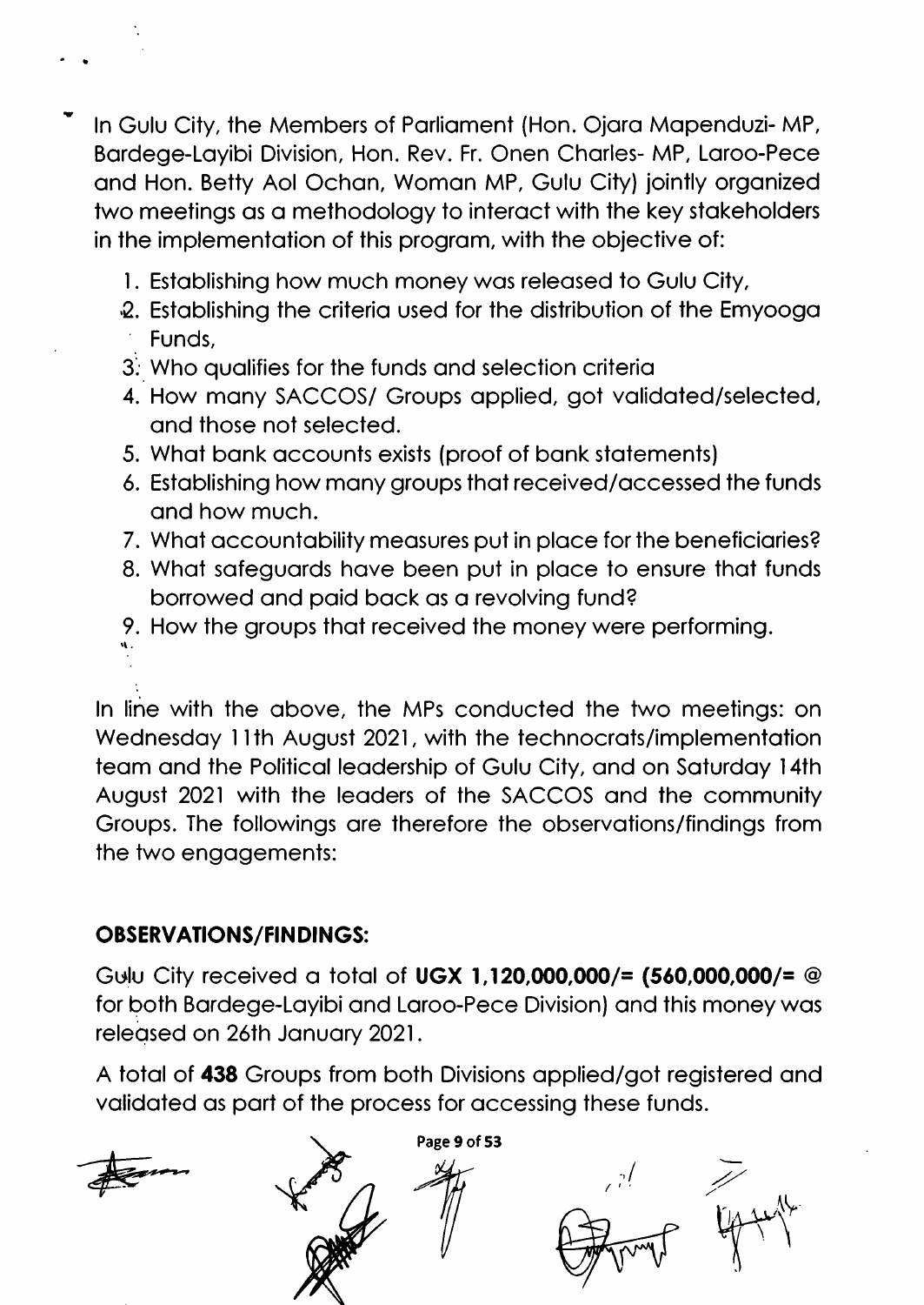In Gulu City, the Members of Parliament (Hon. Ojara Mapenduzi- MP, Bardege-Layibi Division, Hon. Rev. Fr. Onen Charles- MP, Laroo-Pece and Hon. Betty Aol Ochan, Woman MP, Gulu City) jointly organized two meetings as a methodology to interact with the key stakeholders in the implementation of this program, with the objective of:

1. Establishing how much money was released to Gulu City,
2. Establishing the criteria used for the distribution of the Emyooga Funds,
3. Who qualifies for the funds and selection criteria
4. How many SACCOS/ Groups applied, got validated/selected, and those not selected.
5. What bank accounts exists (proof of bank statements)
6. Establishing how many groups that received/accessed the funds and how much.
7. What accountability measures put in place for the beneficiaries?
8. What safeguards have been put in place to ensure that funds borrowed and paid back as a revolving fund?
9. How the groups that received the money were performing.

In line with the above, the MPs conducted the two meetings: on Wednesday 11th August 2021, with the technocrats/implementation team and the Political leadership of Gulu City, and on Saturday 14th August 2021 with the leaders of the SACCOS and the community Groups. The followings are therefore the observations/findings from the two engagements:

**OBSERVATIONS/FINDINGS:**

Gulu City received a total of **UGX 1,120,000,000/= (560,000,000/=** @ for both Bardege-Layibi and Laroo-Pece Division) and this money was released on 26th January 2021.

A total of **438** Groups from both Divisions applied/got registered and validated as part of the process for accessing these funds.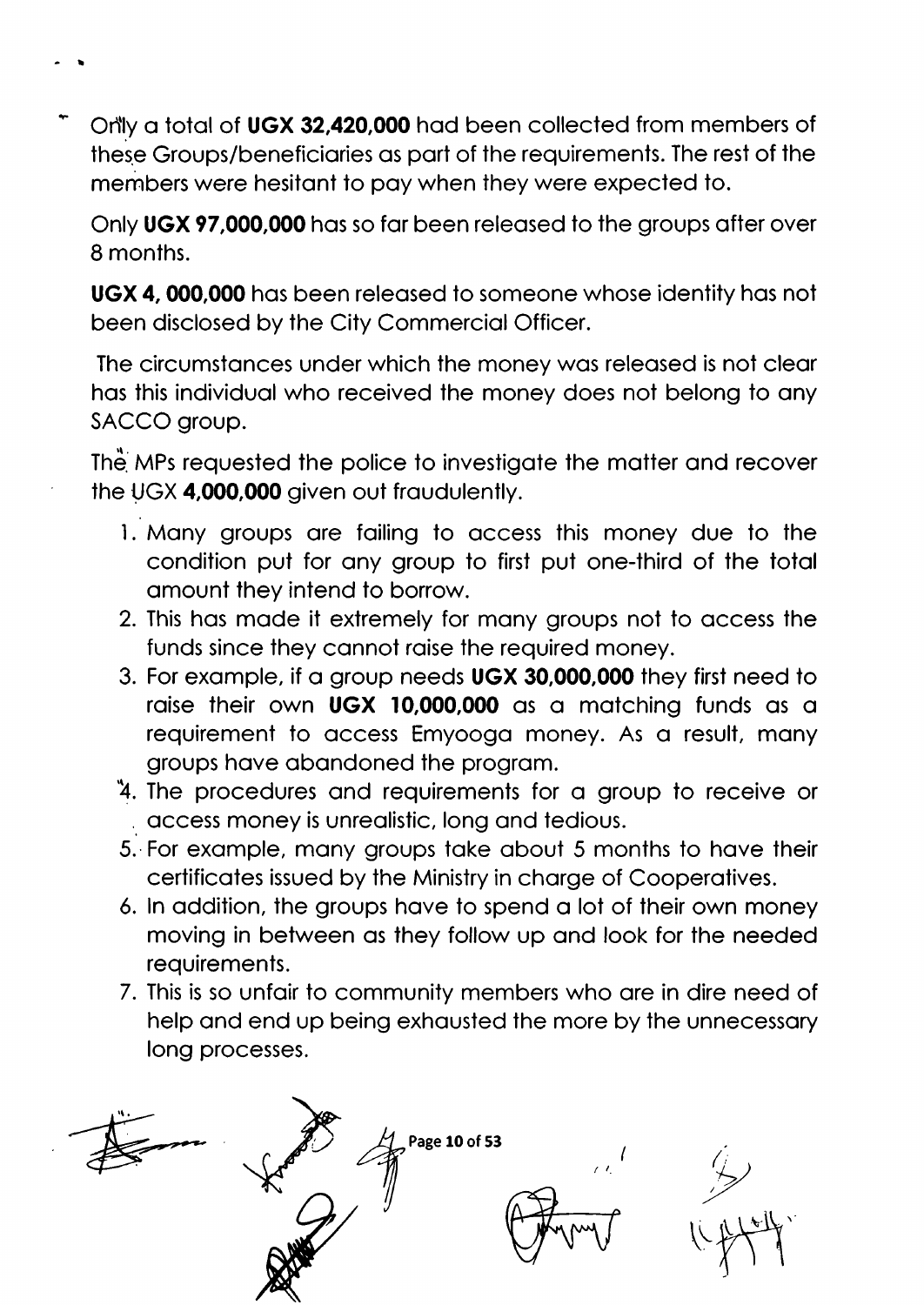Only a total of **UGX 32,420,000** had been collected from members of these Groups/beneficiaries as part of the requirements. The rest of the members were hesitant to pay when they were expected to.

Only **UGX 97,000,000** has so far been released to the groups after over 8 months.

**UGX 4, 000,000** has been released to someone whose identity has not been disclosed by the City Commercial Officer.

The circumstances under which the money was released is not clear has this individual who received the money does not belong to any SACCO group.

The MPs requested the police to investigate the matter and recover the UGX **4,000,000** given out fraudulently.

1. Many groups are failing to access this money due to the condition put for any group to first put one-third of the total amount they intend to borrow.
2. This has made it extremely for many groups not to access the funds since they cannot raise the required money.
3. For example, if a group needs **UGX 30,000,000** they first need to raise their own **UGX 10,000,000** as a matching funds as a requirement to access Emyooga money. As a result, many groups have abandoned the program.
4. The procedures and requirements for a group to receive or access money is unrealistic, long and tedious.
5. For example, many groups take about 5 months to have their certificates issued by the Ministry in charge of Cooperatives.
6. In addition, the groups have to spend a lot of their own money moving in between as they follow up and look for the needed requirements.
7. This is so unfair to community members who are in dire need of help and end up being exhausted the more by the unnecessary long processes.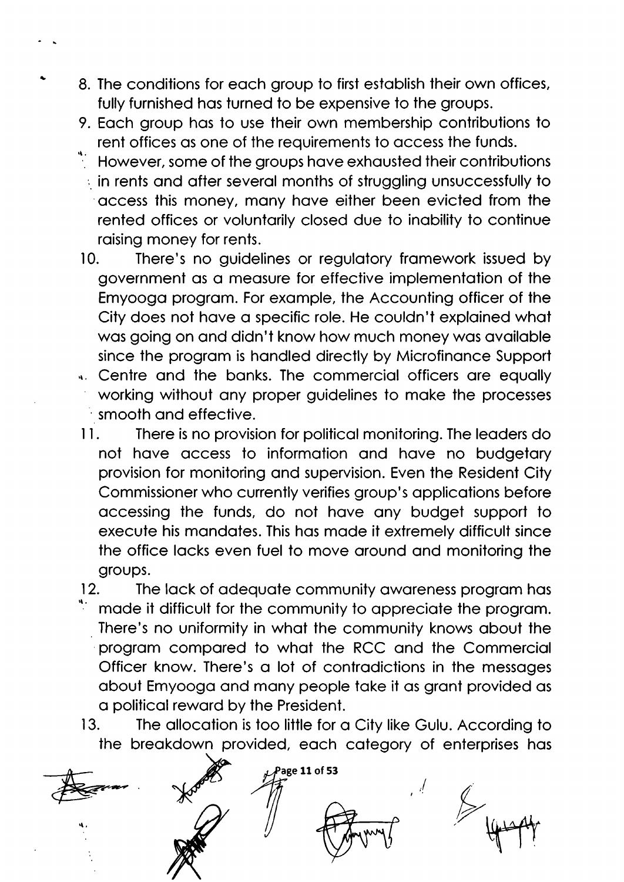8. The conditions for each group to first establish their own offices, fully furnished has turned to be expensive to the groups.
9. Each group has to use their own membership contributions to rent offices as one of the requirements to access the funds. However, some of the groups have exhausted their contributions in rents and after several months of struggling unsuccessfully to access this money, many have either been evicted from the rented offices or voluntarily closed due to inability to continue raising money for rents.
10. There's no guidelines or regulatory framework issued by government as a measure for effective implementation of the Emyooga program. For example, the Accounting officer of the City does not have a specific role. He couldn't explained what was going on and didn't know how much money was available since the program is handled directly by Microfinance Support Centre and the banks. The commercial officers are equally working without any proper guidelines to make the processes smooth and effective.
11. There is no provision for political monitoring. The leaders do not have access to information and have no budgetary provision for monitoring and supervision. Even the Resident City Commissioner who currently verifies group's applications before accessing the funds, do not have any budget support to execute his mandates. This has made it extremely difficult since the office lacks even fuel to move around and monitoring the groups.
12. The lack of adequate community awareness program has made it difficult for the community to appreciate the program. There's no uniformity in what the community knows about the program compared to what the RCC and the Commercial Officer know. There's a lot of contradictions in the messages about Emyooga and many people take it as grant provided as a political reward by the President.
13. The allocation is too little for a City like Gulu. According to the breakdown provided, each category of enterprises has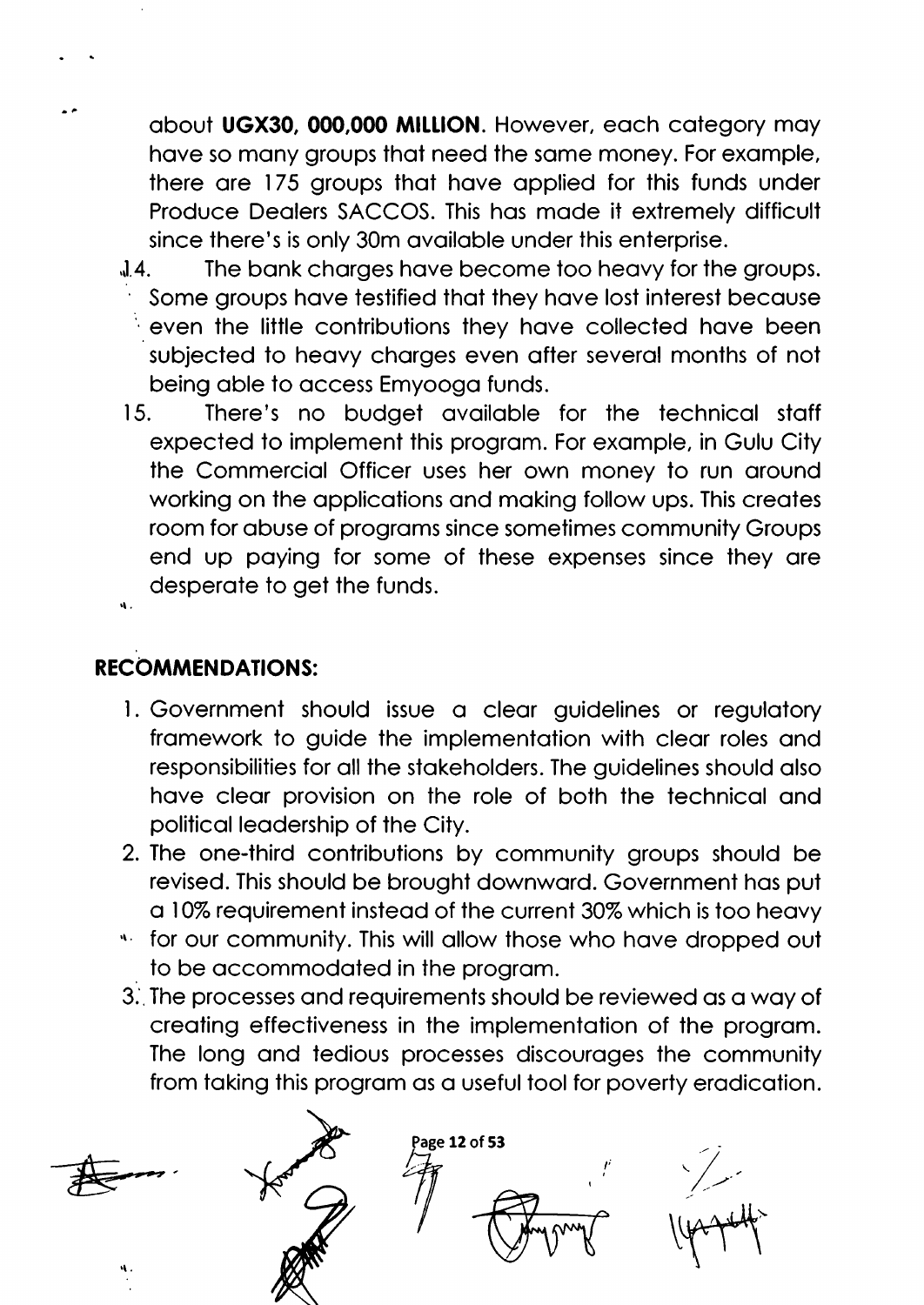about **UGX30, 000,000 MILLION**. However, each category may have so many groups that need the same money. For example, there are 175 groups that have applied for this funds under Produce Dealers SACCOS. This has made it extremely difficult since there's is only 30m available under this enterprise.

14. The bank charges have become too heavy for the groups. Some groups have testified that they have lost interest because even the little contributions they have collected have been subjected to heavy charges even after several months of not being able to access Emyooga funds.

15. There's no budget available for the technical staff expected to implement this program. For example, in Gulu City the Commercial Officer uses her own money to run around working on the applications and making follow ups. This creates room for abuse of programs since sometimes community Groups end up paying for some of these expenses since they are desperate to get the funds.

## RECOMMENDATIONS:

1. Government should issue a clear guidelines or regulatory framework to guide the implementation with clear roles and responsibilities for all the stakeholders. The guidelines should also have clear provision on the role of both the technical and political leadership of the City.
2. The one-third contributions by community groups should be revised. This should be brought downward. Government has put a 10% requirement instead of the current 30% which is too heavy for our community. This will allow those who have dropped out to be accommodated in the program.
3. The processes and requirements should be reviewed as a way of creating effectiveness in the implementation of the program. The long and tedious processes discourages the community from taking this program as a useful tool for poverty eradication.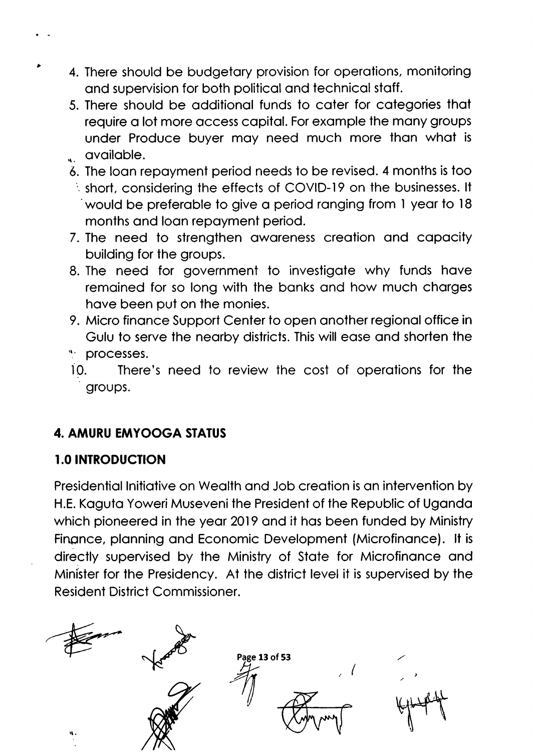4. There should be budgetary provision for operations, monitoring and supervision for both political and technical staff.
5. There should be additional funds to cater for categories that require a lot more access capital. For example the many groups under Produce buyer may need much more than what is available.
6. The loan repayment period needs to be revised. 4 months is too short, considering the effects of COVID-19 on the businesses. It would be preferable to give a period ranging from 1 year to 18 months and loan repayment period.
7. The need to strengthen awareness creation and capacity building for the groups.
8. The need for government to investigate why funds have remained for so long with the banks and how much charges have been put on the monies.
9. Micro finance Support Center to open another regional office in Gulu to serve the nearby districts. This will ease and shorten the processes.
10. There's need to review the cost of operations for the groups.

## 4. AMURU EMYOOGA STATUS

### 1.0 INTRODUCTION

Presidential Initiative on Wealth and Job creation is an intervention by H.E. Kaguta Yoweri Museveni the President of the Republic of Uganda which pioneered in the year 2019 and it has been funded by Ministry Finance, planning and Economic Development (Microfinance). It is directly supervised by the Ministry of State for Microfinance and Minister for the Presidency. At the district level it is supervised by the Resident District Commissioner.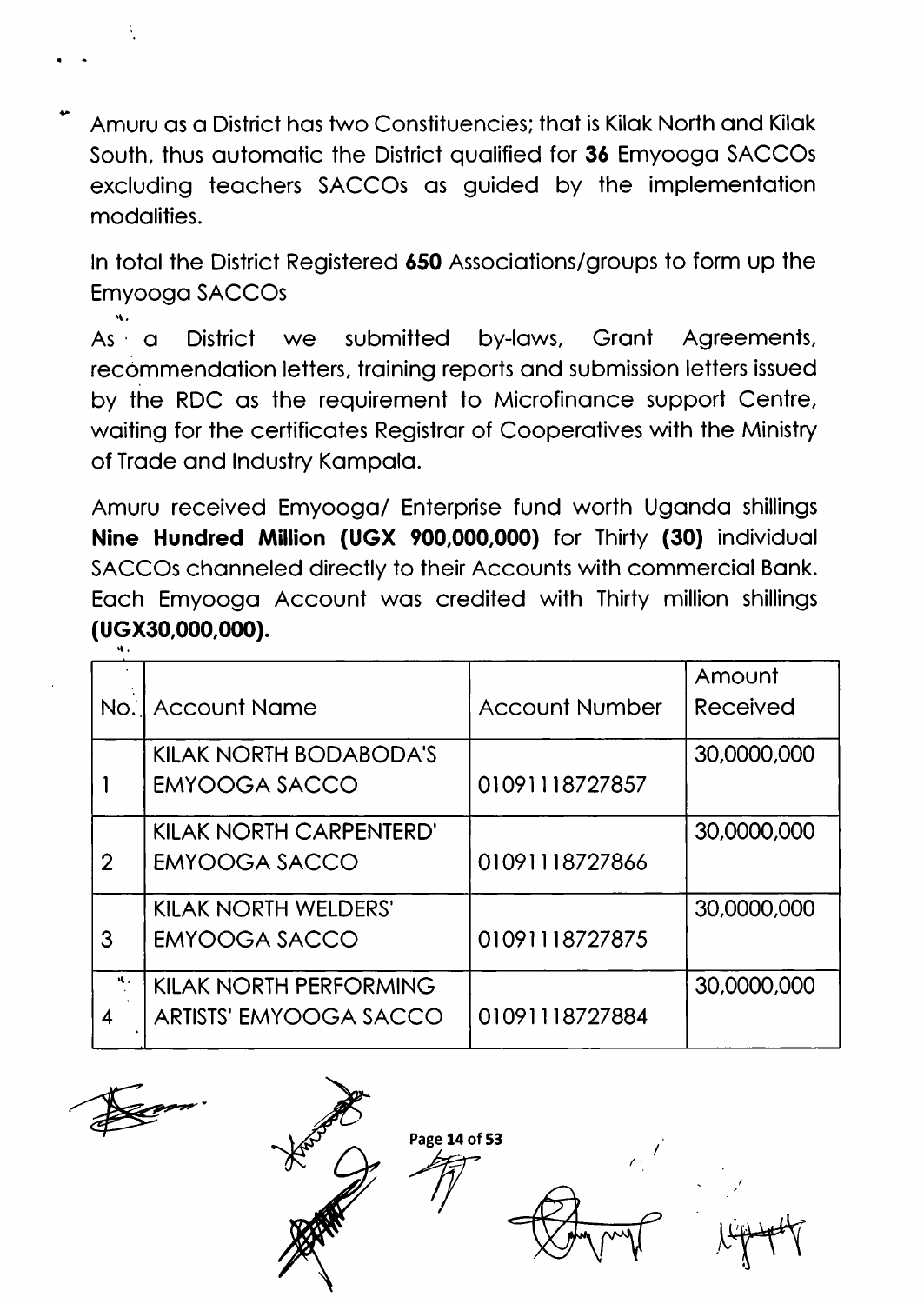Amuru as a District has two Constituencies; that is Kilak North and Kilak South, thus automatic the District qualified for **36** Emyooga SACCOs excluding teachers SACCOs as guided by the implementation modalities.

In total the District Registered **650** Associations/groups to form up the Emyooga SACCOs

As a District we submitted by-laws, Grant Agreements, recommendation letters, training reports and submission letters issued by the RDC as the requirement to Microfinance support Centre, waiting for the certificates Registrar of Cooperatives with the Ministry of Trade and Industry Kampala.

Amuru received Emyooga/ Enterprise fund worth Uganda shillings **Nine Hundred Million (UGX 900,000,000)** for Thirty **(30)** individual SACCOs channeled directly to their Accounts with commercial Bank. Each Emyooga Account was credited with Thirty million shillings **(UGX30,000,000).**

| No. | Account Name | Account Number | Amount Received |
|---|---|---|---|
| 1 | KILAK NORTH BODABODA'S EMYOOGA SACCO | 01091118727857 | 30,0000,000 |
| 2 | KILAK NORTH CARPENTERD' EMYOOGA SACCO | 01091118727866 | 30,0000,000 |
| 3 | KILAK NORTH WELDERS' EMYOOGA SACCO | 01091118727875 | 30,0000,000 |
| 4 | KILAK NORTH PERFORMING ARTISTS' EMYOOGA SACCO | 01091118727884 | 30,0000,000 |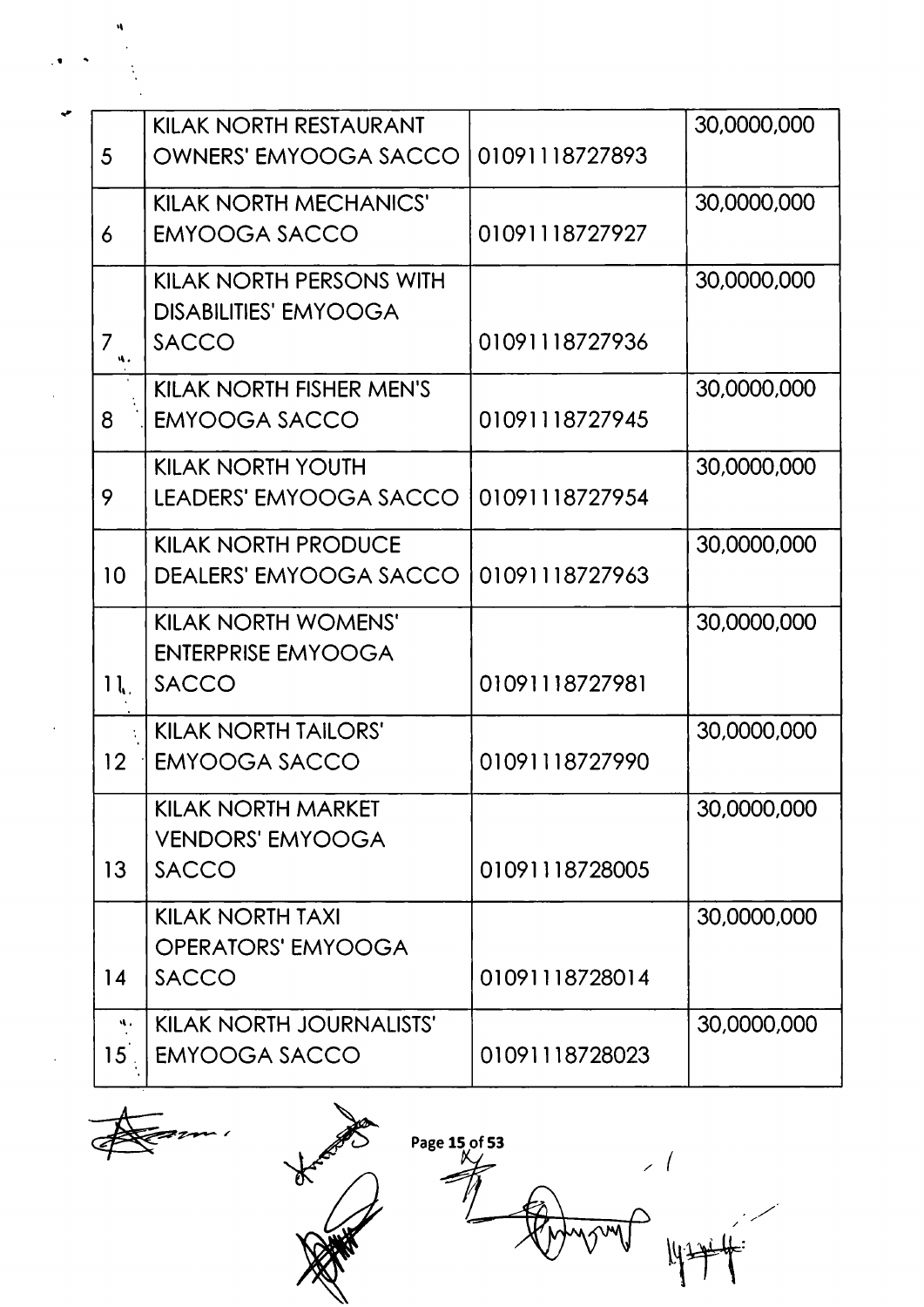| | | | |
|---|---|---|---|
| 5 | KILAK NORTH RESTAURANT OWNERS' EMYOOGA SACCO | 01091118727893 | 30,0000,000 |
| 6 | KILAK NORTH MECHANICS' EMYOOGA SACCO | 01091118727927 | 30,0000,000 |
| 7 | KILAK NORTH PERSONS WITH DISABILITIES' EMYOOGA SACCO | 01091118727936 | 30,0000,000 |
| 8 | KILAK NORTH FISHER MEN'S EMYOOGA SACCO | 01091118727945 | 30,0000,000 |
| 9 | KILAK NORTH YOUTH LEADERS' EMYOOGA SACCO | 01091118727954 | 30,0000,000 |
| 10 | KILAK NORTH PRODUCE DEALERS' EMYOOGA SACCO | 01091118727963 | 30,0000,000 |
| 11 | KILAK NORTH WOMENS' ENTERPRISE EMYOOGA SACCO | 01091118727981 | 30,0000,000 |
| 12 | KILAK NORTH TAILORS' EMYOOGA SACCO | 01091118727990 | 30,0000,000 |
| 13 | KILAK NORTH MARKET VENDORS' EMYOOGA SACCO | 01091118728005 | 30,0000,000 |
| 14 | KILAK NORTH TAXI OPERATORS' EMYOOGA SACCO | 01091118728014 | 30,0000,000 |
| 15 | KILAK NORTH JOURNALISTS' EMYOOGA SACCO | 01091118728023 | 30,0000,000 |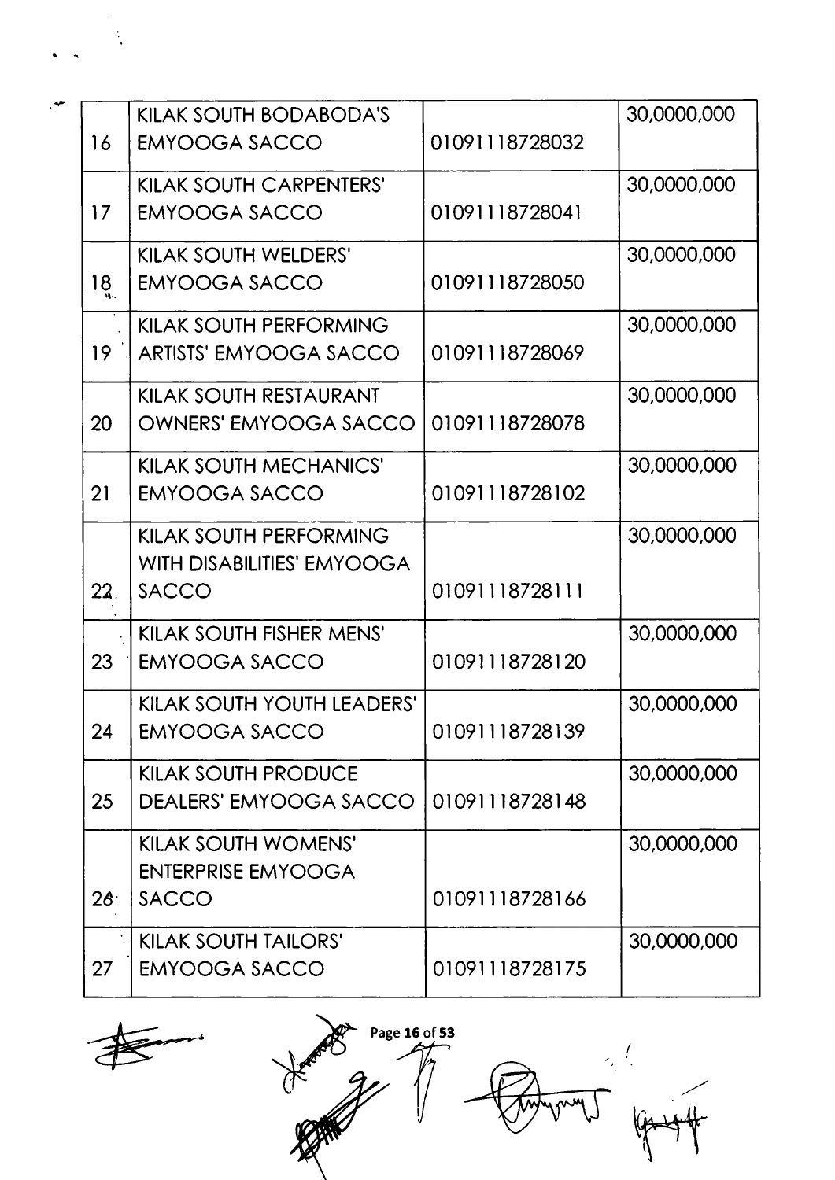| | | | |
|---|---|---|---|
| 16 | KILAK SOUTH BODABODA'S EMYOOGA SACCO | 01091118728032 | 30,0000,000 |
| 17 | KILAK SOUTH CARPENTERS' EMYOOGA SACCO | 01091118728041 | 30,0000,000 |
| 18 | KILAK SOUTH WELDERS' EMYOOGA SACCO | 01091118728050 | 30,0000,000 |
| 19 | KILAK SOUTH PERFORMING ARTISTS' EMYOOGA SACCO | 01091118728069 | 30,0000,000 |
| 20 | KILAK SOUTH RESTAURANT OWNERS' EMYOOGA SACCO | 01091118728078 | 30,0000,000 |
| 21 | KILAK SOUTH MECHANICS' EMYOOGA SACCO | 01091118728102 | 30,0000,000 |
| 22 | KILAK SOUTH PERFORMING WITH DISABILITIES' EMYOOGA SACCO | 01091118728111 | 30,0000,000 |
| 23 | KILAK SOUTH FISHER MENS' EMYOOGA SACCO | 01091118728120 | 30,0000,000 |
| 24 | KILAK SOUTH YOUTH LEADERS' EMYOOGA SACCO | 01091118728139 | 30,0000,000 |
| 25 | KILAK SOUTH PRODUCE DEALERS' EMYOOGA SACCO | 01091118728148 | 30,0000,000 |
| 26 | KILAK SOUTH WOMENS' ENTERPRISE EMYOOGA SACCO | 01091118728166 | 30,0000,000 |
| 27 | KILAK SOUTH TAILORS' EMYOOGA SACCO | 01091118728175 | 30,0000,000 |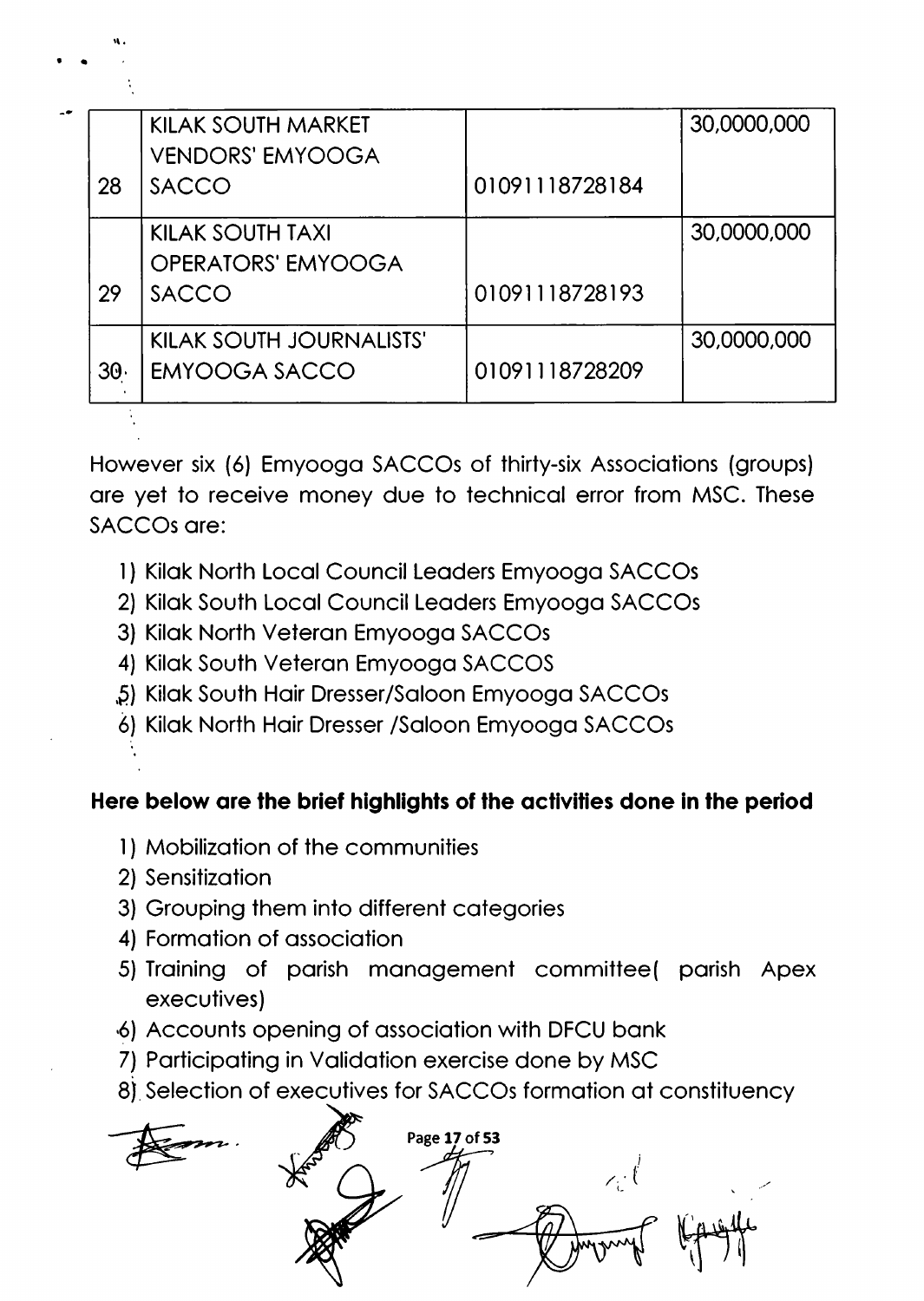| | | | |
|---|---|---|---|
| 28 | KILAK SOUTH MARKET VENDORS' EMYOOGA SACCO | 01091118728184 | 30,0000,000 |
| 29 | KILAK SOUTH TAXI OPERATORS' EMYOOGA SACCO | 01091118728193 | 30,0000,000 |
| 30 | KILAK SOUTH JOURNALISTS' EMYOOGA SACCO | 01091118728209 | 30,0000,000 |

However six (6) Emyooga SACCOs of thirty-six Associations (groups) are yet to receive money due to technical error from MSC. These SACCOs are:

1) Kilak North Local Council Leaders Emyooga SACCOs
2) Kilak South Local Council Leaders Emyooga SACCOs
3) Kilak North Veteran Emyooga SACCOs
4) Kilak South Veteran Emyooga SACCOS
5) Kilak South Hair Dresser/Saloon Emyooga SACCOs
6) Kilak North Hair Dresser /Saloon Emyooga SACCOs

**Here below are the brief highlights of the activities done in the period**

1) Mobilization of the communities
2) Sensitization
3) Grouping them into different categories
4) Formation of association
5) Training of parish management committee( parish Apex executives)
6) Accounts opening of association with DFCU bank
7) Participating in Validation exercise done by MSC
8) Selection of executives for SACCOs formation at constituency